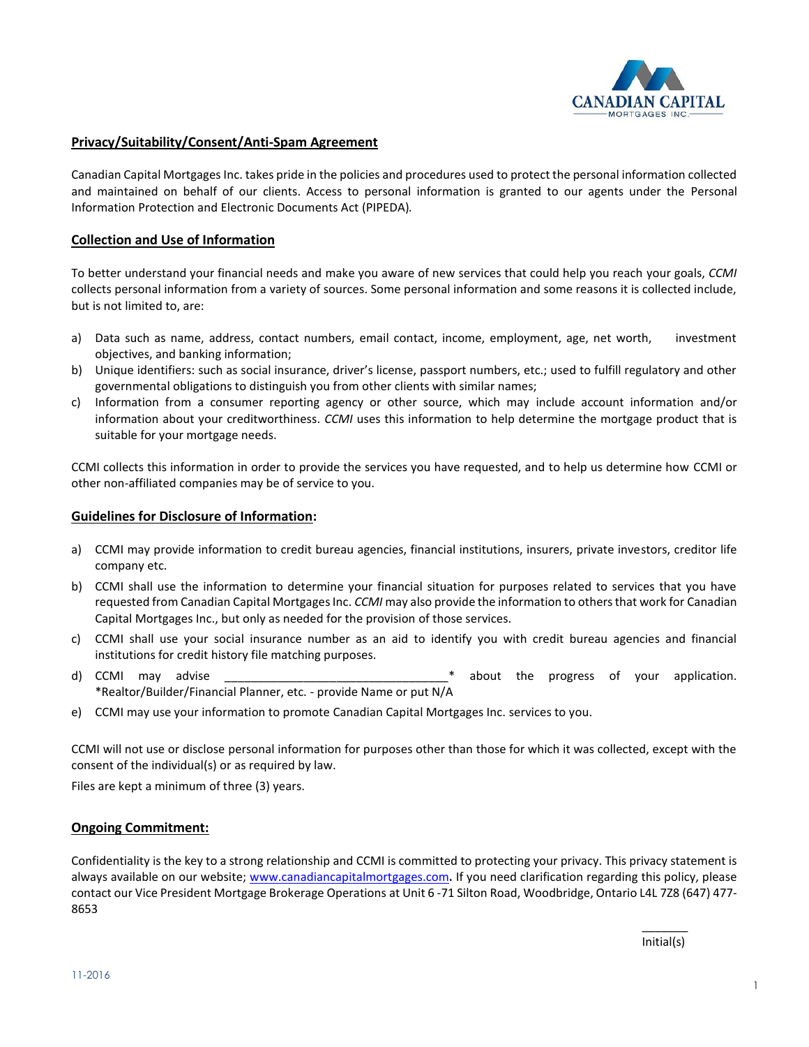## Privacy/Suitability/Consent/Anti-Spam Agreement

Canadian Capital Mortgages Inc. takes pride in the policies and procedures used to protect the personal information collected and maintained on behalf of our clients. Access to personal information is granted to our agents under the Personal Information Protection and Electronic Documents Act (PIPEDA).

## Collection and Use of Information

To better understand your financial needs and make you aware of new services that could help you reach your goals, *CCMI* collects personal information from a variety of sources. Some personal information and some reasons it is collected include, but is not limited to, are:

a) Data such as name, address, contact numbers, email contact, income, employment, age, net worth, investment objectives, and banking information;
b) Unique identifiers: such as social insurance, driver's license, passport numbers, etc.; used to fulfill regulatory and other governmental obligations to distinguish you from other clients with similar names;
c) Information from a consumer reporting agency or other source, which may include account information and/or information about your creditworthiness. *CCMI* uses this information to help determine the mortgage product that is suitable for your mortgage needs.

CCMI collects this information in order to provide the services you have requested, and to help us determine how CCMI or other non-affiliated companies may be of service to you.

## Guidelines for Disclosure of Information:

a) CCMI may provide information to credit bureau agencies, financial institutions, insurers, private investors, creditor life company etc.
b) CCMI shall use the information to determine your financial situation for purposes related to services that you have requested from Canadian Capital Mortgages Inc. *CCMI* may also provide the information to others that work for Canadian Capital Mortgages Inc., but only as needed for the provision of those services.
c) CCMI shall use your social insurance number as an aid to identify you with credit bureau agencies and financial institutions for credit history file matching purposes.
d) CCMI may advise _________________________________* about the progress of your application. *Realtor/Builder/Financial Planner, etc. - provide Name or put N/A
e) CCMI may use your information to promote Canadian Capital Mortgages Inc. services to you.

CCMI will not use or disclose personal information for purposes other than those for which it was collected, except with the consent of the individual(s) or as required by law.

Files are kept a minimum of three (3) years.

## Ongoing Commitment:

Confidentiality is the key to a strong relationship and CCMI is committed to protecting your privacy. This privacy statement is always available on our website; www.canadiancapitalmortgages.com**.** If you need clarification regarding this policy, please contact our Vice President Mortgage Brokerage Operations at Unit 6 -71 Silton Road, Woodbridge, Ontario L4L 7Z8 (647) 477-8653

_______
Initial(s)

11-2016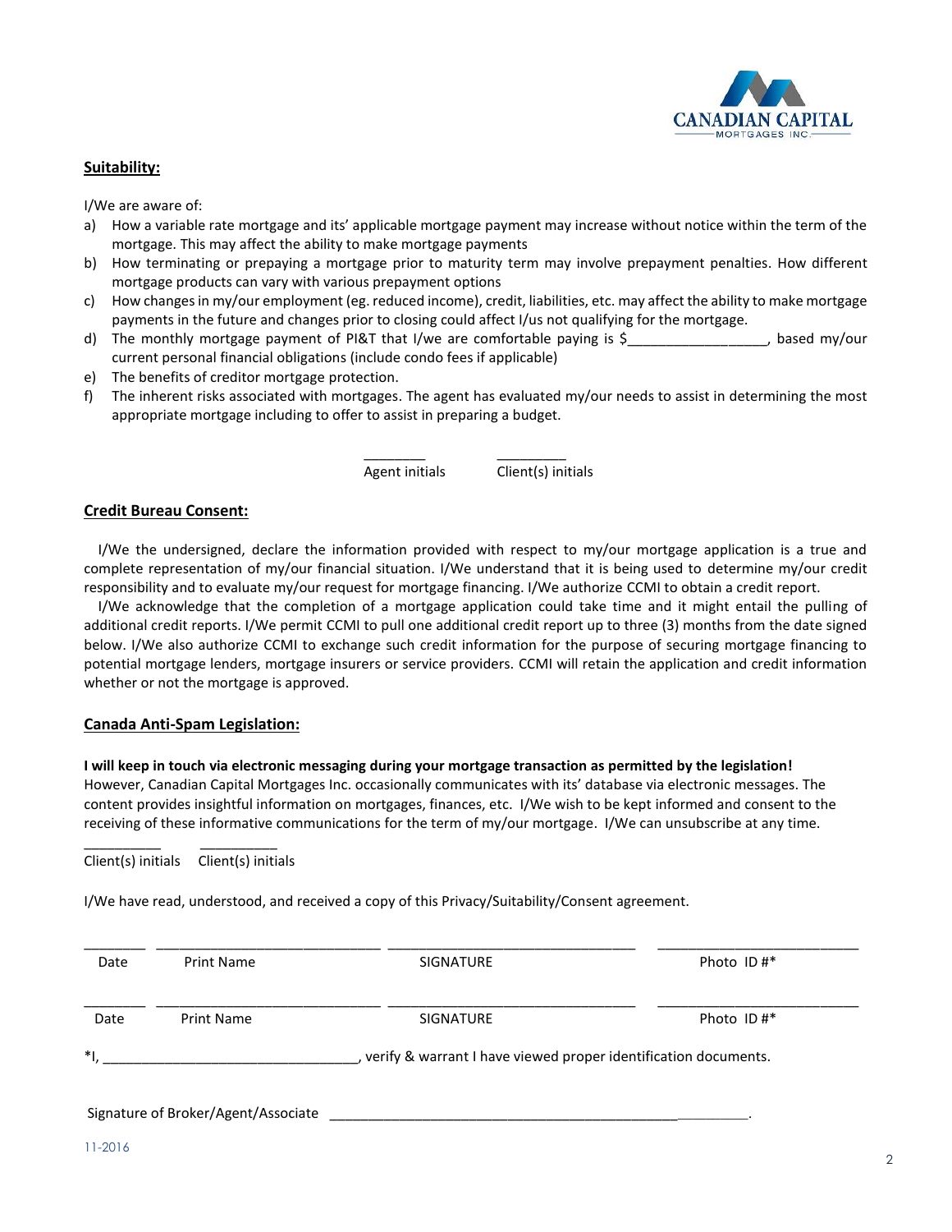## Suitability:

I/We are aware of:

a) How a variable rate mortgage and its' applicable mortgage payment may increase without notice within the term of the mortgage. This may affect the ability to make mortgage payments
b) How terminating or prepaying a mortgage prior to maturity term may involve prepayment penalties. How different mortgage products can vary with various prepayment options
c) How changes in my/our employment (eg. reduced income), credit, liabilities, etc. may affect the ability to make mortgage payments in the future and changes prior to closing could affect I/us not qualifying for the mortgage.
d) The monthly mortgage payment of PI&T that I/we are comfortable paying is $_________________, based my/our current personal financial obligations (include condo fees if applicable)
e) The benefits of creditor mortgage protection.
f) The inherent risks associated with mortgages. The agent has evaluated my/our needs to assist in determining the most appropriate mortgage including to offer to assist in preparing a budget.

________ Agent initials &nbsp;&nbsp;&nbsp; _________ Client(s) initials

## Credit Bureau Consent:

I/We the undersigned, declare the information provided with respect to my/our mortgage application is a true and complete representation of my/our financial situation. I/We understand that it is being used to determine my/our credit responsibility and to evaluate my/our request for mortgage financing. I/We authorize CCMI to obtain a credit report.

I/We acknowledge that the completion of a mortgage application could take time and it might entail the pulling of additional credit reports. I/We permit CCMI to pull one additional credit report up to three (3) months from the date signed below. I/We also authorize CCMI to exchange such credit information for the purpose of securing mortgage financing to potential mortgage lenders, mortgage insurers or service providers. CCMI will retain the application and credit information whether or not the mortgage is approved.

## Canada Anti-Spam Legislation:

**I will keep in touch via electronic messaging during your mortgage transaction as permitted by the legislation!**
However, Canadian Capital Mortgages Inc. occasionally communicates with its' database via electronic messages. The content provides insightful information on mortgages, finances, etc. I/We wish to be kept informed and consent to the receiving of these informative communications for the term of my/our mortgage. I/We can unsubscribe at any time.

__________ Client(s) initials &nbsp;&nbsp;&nbsp; __________ Client(s) initials

I/We have read, understood, and received a copy of this Privacy/Suitability/Consent agreement.

| Date | Print Name | SIGNATURE | Photo ID #* |
|---|---|---|---|
| ________ | ____________________________ | ________________________________ | __________________________ |
| ________ | ____________________________ | ________________________________ | __________________________ |

*I, ________________________________, verify & warrant I have viewed proper identification documents.

Signature of Broker/Agent/Associate _________________________________________________________.

11-2016